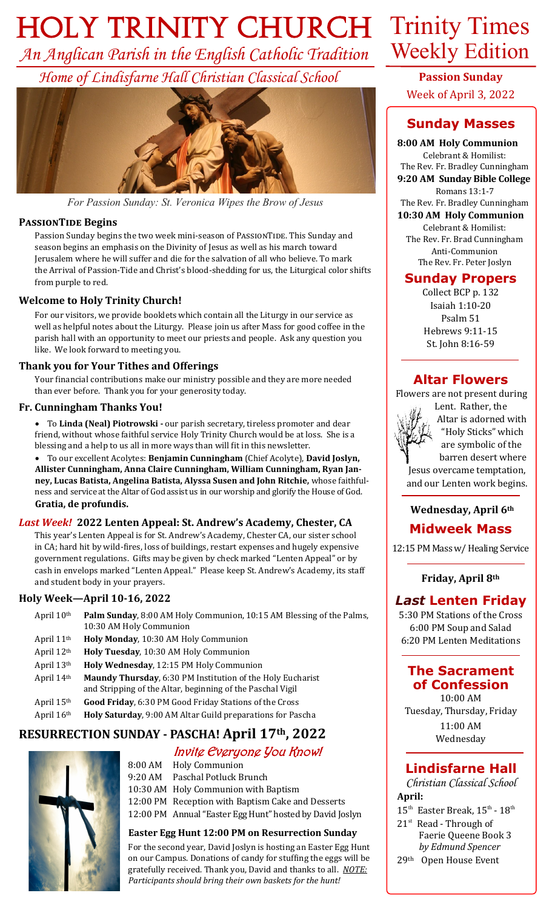# HOLY TRINITY CHURCH

*An Anglican Parish in the English Catholic Tradition*

*Home of Lindisfarne Hall Christian Classical School*

*For Passion Sunday: St. Veronica Wipes the Brow of Jesus*

### PASSIONTIDE Begins

Passion Sunday begins the two week mini-season of PASSIONTIDE. This Sunday and season begins an emphasis on the Divinity of Jesus as well as his march toward Jerusalem where he will suffer and die for the salvation of all who believe. To mark the Arrival of Passion-Tide and Christ's blood-shedding for us, the Liturgical color shifts from purple to red.

### Welcome to Holy Trinity Church!

For our visitors, we provide booklets which contain all the Liturgy in our service as well as helpful notes about the Liturgy. Please join us after Mass for good coffee in the parish hall with an opportunity to meet our priests and people. Ask any question you like. We look forward to meeting you.

### Thank you for Your Tithes and Offerings

Your financial contributions make our ministry possible and they are more needed than ever before. Thank you for your generosity today.

### Fr. Cunningham Thanks You!

- To **Linda (Neal) Piotrowski -** our parish secretary, tireless promoter and dear friend, without whose faithful service Holy Trinity Church would be at loss. She is a blessing and a help to us all in more ways than will fit in this newsletter.
- To our excellent Acolytes: **Benjamin Cunningham** (Chief Acolyte), **David Joslyn, Allister Cunningham, Anna Claire Cunningham, William Cunningham, Ryan Janney, Lucas Batista, Angelina Batista, Alyssa Susen and John Ritchie,** whose faithfulness and service at the Altar of God assist us in our worship and glorify the House of God.

**Gratia, de profundis.**

### *Last Week!* 2022 Lenten Appeal: St. Andrew's Academy, Chester, CA

This year's Lenten Appeal is for St. Andrew's Academy, Chester CA, our sister school in CA; hard hit by wild-fires, loss of buildings, restart expenses and hugely expensive government regulations. Gifts may be given by check marked "Lenten Appeal" or by cash in envelops marked "Lenten Appeal." Please keep St. Andrew's Academy, its staff and student body in your prayers.

### Holy Week—April 10-16, 2022

| | |
|---|---|
| April 10th | **Palm Sunday**, 8:00 AM Holy Communion, 10:15 AM Blessing of the Palms, 10:30 AM Holy Communion |
| April 11th | **Holy Monday**, 10:30 AM Holy Communion |
| April 12th | **Holy Tuesday**, 10:30 AM Holy Communion |
| April 13th | **Holy Wednesday**, 12:15 PM Holy Communion |
| April 14th | **Maundy Thursday**, 6:30 PM Institution of the Holy Eucharist and Stripping of the Altar, beginning of the Paschal Vigil |
| April 15th | **Good Friday**, 6:30 PM Good Friday Stations of the Cross |
| April 16th | **Holy Saturday**, 9:00 AM Altar Guild preparations for Pascha |

## RESURRECTION SUNDAY - PASCHA! April 17th, 2022

*Invite Everyone You Know!*

| | |
|---|---|
| 8:00 AM | Holy Communion |
| 9:20 AM | Paschal Potluck Brunch |
| 10:30 AM | Holy Communion with Baptism |
| 12:00 PM | Reception with Baptism Cake and Desserts |
| 12:00 PM | Annual "Easter Egg Hunt" hosted by David Joslyn |

### Easter Egg Hunt 12:00 PM on Resurrection Sunday

For the second year, David Joslyn is hosting an Easter Egg Hunt on our Campus. Donations of candy for stuffing the eggs will be gratefully received. Thank you, David and thanks to all. ***NOTE: Participants should bring their own baskets for the hunt!***

# Trinity Times Weekly Edition

**Passion Sunday**

Week of April 3, 2022

## Sunday Masses

**8:00 AM Holy Communion**
Celebrant & Homilist:
The Rev. Fr. Bradley Cunningham

**9:20 AM Sunday Bible College**
Romans 13:1-7
The Rev. Fr. Bradley Cunningham

**10:30 AM Holy Communion**
Celebrant & Homilist:
The Rev. Fr. Brad Cunningham
Anti-Communion
The Rev. Fr. Peter Joslyn

## Sunday Propers

Collect BCP p. 132
Isaiah 1:10-20
Psalm 51
Hebrews 9:11-15
St. John 8:16-59

## Altar Flowers

Flowers are not present during Lent. Rather, the Altar is adorned with "Holy Sticks" which are symbolic of the barren desert where Jesus overcame temptation, and our Lenten work begins.

**Wednesday, April 6th**

## Midweek Mass

12:15 PM Mass w/ Healing Service

**Friday, April 8th**

## *Last* Lenten Friday

5:30 PM Stations of the Cross
6:00 PM Soup and Salad
6:20 PM Lenten Meditations

## The Sacrament of Confession

10:00 AM
Tuesday, Thursday, Friday
11:00 AM
Wednesday

## Lindisfarne Hall

*Christian Classical School*

**April:**

- 15th Easter Break, 15th - 18th
- 21st Read - Through of Faerie Queene Book 3 *by Edmund Spencer*
- 29th Open House Event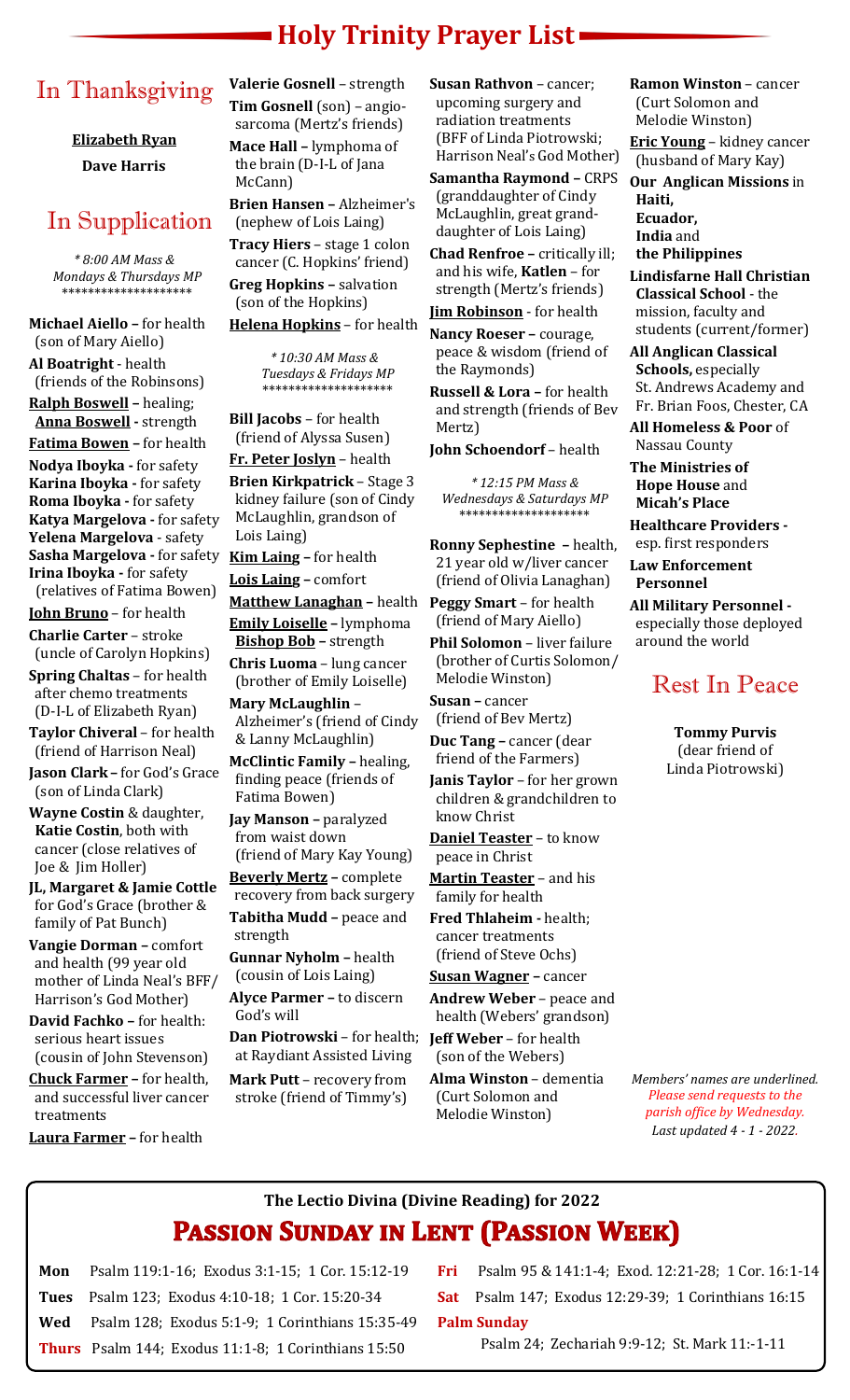# Holy Trinity Prayer List

## In Thanksgiving

**Elizabeth Ryan**

**Dave Harris**

## In Supplication

*\* 8:00 AM Mass & Mondays & Thursdays MP*
********************

**Michael Aiello –** for health (son of Mary Aiello)

**Al Boatright** - health (friends of the Robinsons)

**Ralph Boswell –** healing; **Anna Boswell -** strength

**Fatima Bowen –** for health

**Nodya Iboyka -** for safety
**Karina Iboyka -** for safety
**Roma Iboyka -** for safety
**Katya Margelova -** for safety
**Yelena Margelova** - safety
**Sasha Margelova -** for safety
**Irina Iboyka -** for safety (relatives of Fatima Bowen)

**John Bruno** – for health

**Charlie Carter** – stroke (uncle of Carolyn Hopkins)

**Spring Chaltas** – for health after chemo treatments (D-I-L of Elizabeth Ryan)

**Taylor Chiveral** – for health (friend of Harrison Neal)

**Jason Clark –** for God's Grace (son of Linda Clark)

**Wayne Costin** & daughter, **Katie Costin**, both with cancer (close relatives of Joe & Jim Holler)

**JL, Margaret & Jamie Cottle** for God's Grace (brother & family of Pat Bunch)

**Vangie Dorman –** comfort and health (99 year old mother of Linda Neal's BFF/ Harrison's God Mother)

**David Fachko –** for health: serious heart issues (cousin of John Stevenson)

**Chuck Farmer –** for health, and successful liver cancer treatments

**Laura Farmer –** for health

**Valerie Gosnell** – strength

**Tim Gosnell** (son) – angio-sarcoma (Mertz's friends)

**Mace Hall –** lymphoma of the brain (D-I-L of Jana McCann)

**Brien Hansen –** Alzheimer's (nephew of Lois Laing)

**Tracy Hiers –** stage 1 colon cancer (C. Hopkins' friend)

**Greg Hopkins –** salvation (son of the Hopkins)

**Helena Hopkins** – for health

*\* 10:30 AM Mass & Tuesdays & Fridays MP*
********************

**Bill Jacobs** – for health (friend of Alyssa Susen)

**Fr. Peter Joslyn** – health

**Brien Kirkpatrick** – Stage 3 kidney failure (son of Cindy McLaughlin, grandson of Lois Laing)

**Kim Laing –** for health

**Lois Laing** – comfort

**Matthew Lanaghan –** health

**Emily Loiselle –** lymphoma **Bishop Bob –** strength

**Chris Luoma** – lung cancer (brother of Emily Loiselle)

**Mary McLaughlin** – Alzheimer's (friend of Cindy & Lanny McLaughlin)

**McClintic Family –** healing, finding peace (friends of Fatima Bowen)

**Jay Manson –** paralyzed from waist down (friend of Mary Kay Young)

**Beverly Mertz –** complete recovery from back surgery

**Tabitha Mudd –** peace and strength

**Gunnar Nyholm –** health (cousin of Lois Laing)

**Alyce Parmer –** to discern God's will

**Dan Piotrowski** – for health; at Raydiant Assisted Living

**Mark Putt** – recovery from stroke (friend of Timmy's)

**Susan Rathvon** – cancer; upcoming surgery and radiation treatments (BFF of Linda Piotrowski; Harrison Neal's God Mother)

**Samantha Raymond –** CRPS (granddaughter of Cindy McLaughlin, great grand-daughter of Lois Laing)

**Chad Renfroe –** critically ill; and his wife, **Katlen** – for strength (Mertz's friends)

**Jim Robinson** - for health

**Nancy Roeser –** courage, peace & wisdom (friend of the Raymonds)

**Russell & Lora –** for health and strength (friends of Bev Mertz)

**John Schoendorf** – health

*\* 12:15 PM Mass & Wednesdays & Saturdays MP*
********************

**Ronny Sephestine –** health, 21 year old w/liver cancer (friend of Olivia Lanaghan)

**Peggy Smart** – for health (friend of Mary Aiello)

**Phil Solomon** – liver failure (brother of Curtis Solomon/ Melodie Winston)

**Susan –** cancer (friend of Bev Mertz)

**Duc Tang –** cancer (dear friend of the Farmers)

**Janis Taylor** – for her grown children & grandchildren to know Christ

**Daniel Teaster** – to know peace in Christ

**Martin Teaster** – and his family for health

**Fred Thlaheim -** health; cancer treatments (friend of Steve Ochs)

**Susan Wagner –** cancer

**Andrew Weber** – peace and health (Webers' grandson)

**Jeff Weber** – for health (son of the Webers)

**Alma Winston** – dementia (Curt Solomon and Melodie Winston)

**Ramon Winston** – cancer (Curt Solomon and Melodie Winston)

**Eric Young** – kidney cancer (husband of Mary Kay)

**Our Anglican Missions** in **Haiti, Ecuador, India** and **the Philippines**

**Lindisfarne Hall Christian Classical School** - the mission, faculty and students (current/former)

**All Anglican Classical Schools,** especially St. Andrews Academy and Fr. Brian Foos, Chester, CA

**All Homeless & Poor** of Nassau County

**The Ministries of Hope House** and **Micah's Place**

**Healthcare Providers -** esp. first responders

**Law Enforcement Personnel**

**All Military Personnel -** especially those deployed around the world

## Rest In Peace

**Tommy Purvis** (dear friend of Linda Piotrowski)

*Members' names are underlined. Please send requests to the parish office by Wednesday. Last updated 4 - 1 - 2022.*

### The Lectio Divina (Divine Reading) for 2022

## Passion Sunday in Lent (Passion Week)

**Mon** Psalm 119:1-16; Exodus 3:1-15; 1 Cor. 15:12-19

**Tues** Psalm 123; Exodus 4:10-18; 1 Cor. 15:20-34

**Wed** Psalm 128; Exodus 5:1-9; 1 Corinthians 15:35-49

**Thurs** Psalm 144; Exodus 11:1-8; 1 Corinthians 15:50

**Fri** Psalm 95 & 141:1-4; Exod. 12:21-28; 1 Cor. 16:1-14

**Sat** Psalm 147; Exodus 12:29-39; 1 Corinthians 16:15

**Palm Sunday**
Psalm 24; Zechariah 9:9-12; St. Mark 11:-1-11